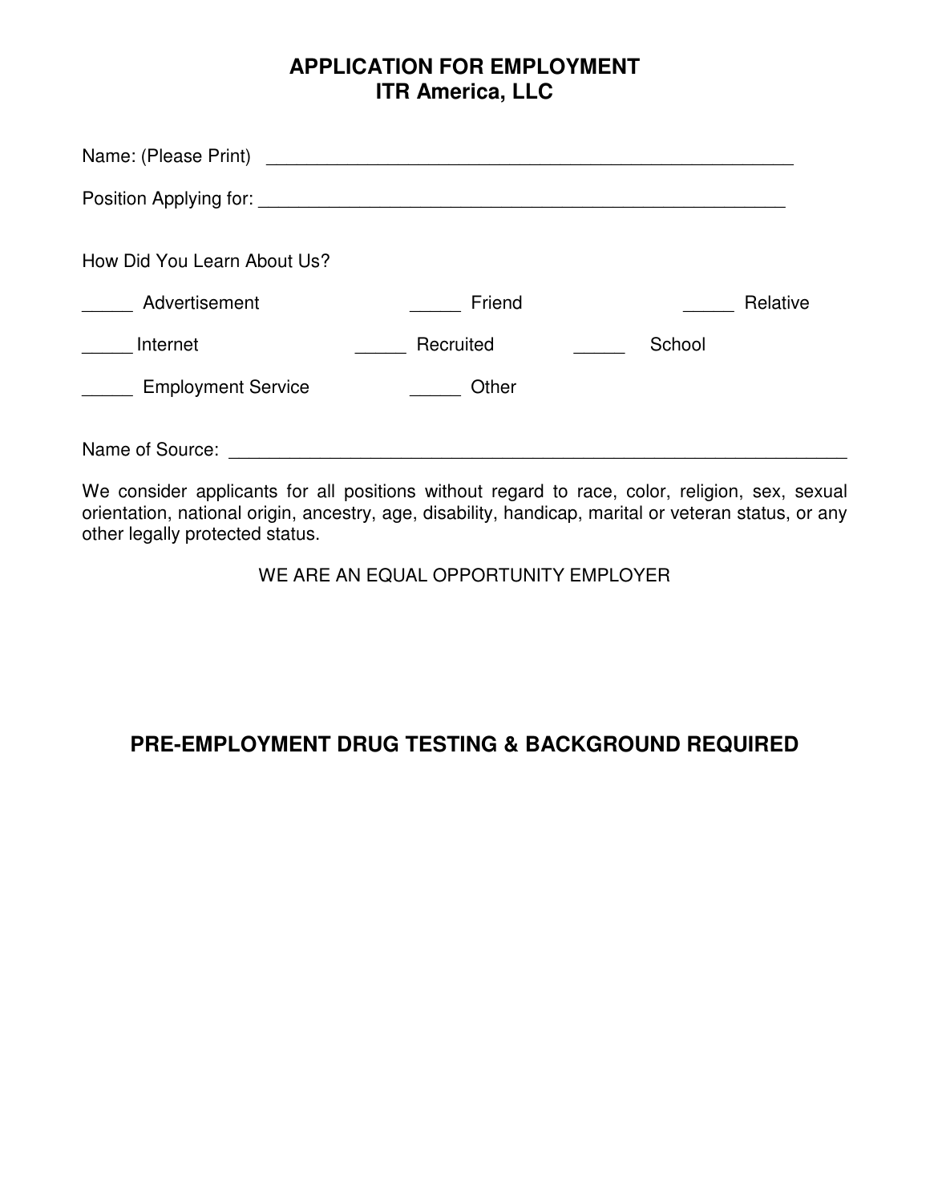# APPLICATION FOR EMPLOYMENT
## ITR America, LLC

Name: (Please Print) ______________________________________________________

Position Applying for: ______________________________________________________

How Did You Learn About Us?

_____ Advertisement &nbsp;&nbsp;&nbsp;&nbsp; _____ Friend &nbsp;&nbsp;&nbsp;&nbsp; _____ Relative

_____ Internet &nbsp;&nbsp;&nbsp;&nbsp; _____ Recruited &nbsp;&nbsp;&nbsp;&nbsp; _____ School

_____ Employment Service &nbsp;&nbsp;&nbsp;&nbsp; _____ Other

Name of Source: ______________________________________________________

We consider applicants for all positions without regard to race, color, religion, sex, sexual orientation, national origin, ancestry, age, disability, handicap, marital or veteran status, or any other legally protected status.

WE ARE AN EQUAL OPPORTUNITY EMPLOYER

**PRE-EMPLOYMENT DRUG TESTING & BACKGROUND REQUIRED**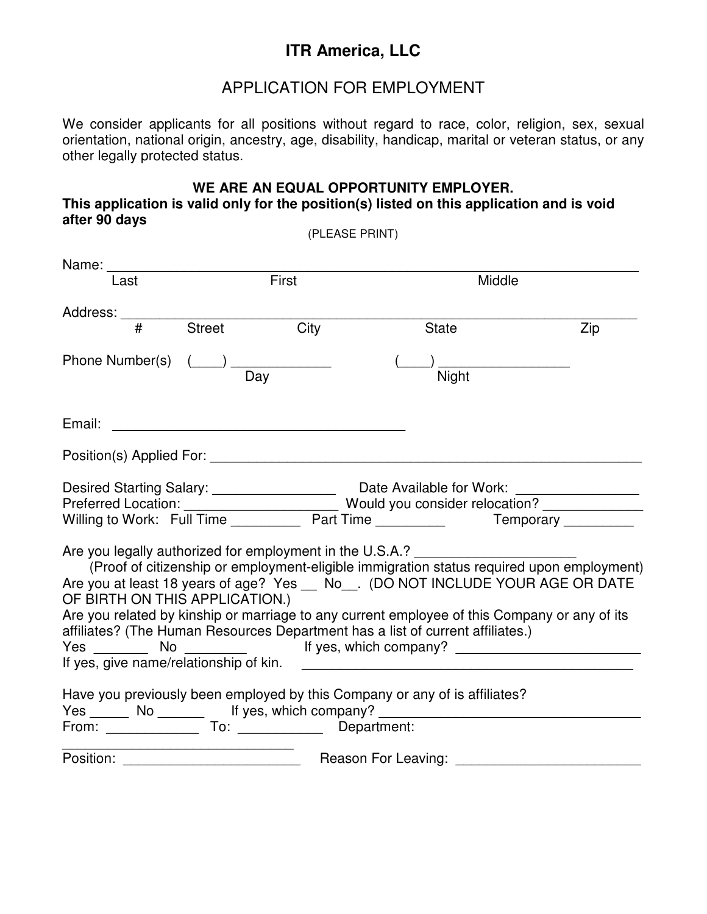# ITR America, LLC

## APPLICATION FOR EMPLOYMENT

We consider applicants for all positions without regard to race, color, religion, sex, sexual orientation, national origin, ancestry, age, disability, handicap, marital or veteran status, or any other legally protected status.

**WE ARE AN EQUAL OPPORTUNITY EMPLOYER.**

**This application is valid only for the position(s) listed on this application and is void after 90 days**

(PLEASE PRINT)

Name: ______________________________________________________________________
Last First Middle

Address: ____________________________________________________________________
# Street City State Zip

Phone Number(s) (____) _____________ (____) _________________
Day Night

Email: _______________________________________

Position(s) Applied For: _________________________________________________________

Desired Starting Salary: ________________ Date Available for Work: ________________
Preferred Location: ____________________ Would you consider relocation? _____________
Willing to Work: Full Time _________ Part Time _________ Temporary _________

Are you legally authorized for employment in the U.S.A.? _____________________
(Proof of citizenship or employment-eligible immigration status required upon employment)
Are you at least 18 years of age? Yes __ No__. (DO NOT INCLUDE YOUR AGE OR DATE OF BIRTH ON THIS APPLICATION.)
Are you related by kinship or marriage to any current employee of this Company or any of its affiliates? (The Human Resources Department has a list of current affiliates.)
Yes _______ No ________ If yes, which company? ________________________
If yes, give name/relationship of kin. _____________________________________________

Have you previously been employed by this Company or any of is affiliates?
Yes _____ No ______ If yes, which company? ___________________________________
From: ____________ To: ___________ Department: ______________________________
Position: ______________________ Reason For Leaving: ________________________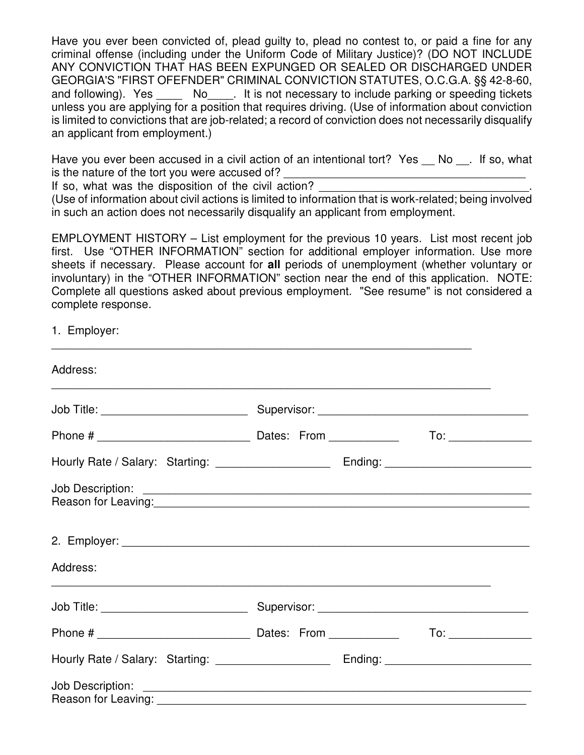Have you ever been convicted of, plead guilty to, plead no contest to, or paid a fine for any criminal offense (including under the Uniform Code of Military Justice)? (DO NOT INCLUDE ANY CONVICTION THAT HAS BEEN EXPUNGED OR SEALED OR DISCHARGED UNDER GEORGIA'S "FIRST OFEFNDER" CRIMINAL CONVICTION STATUTES, O.C.G.A. §§ 42-8-60, and following). Yes ____ No____. It is not necessary to include parking or speeding tickets unless you are applying for a position that requires driving. (Use of information about conviction is limited to convictions that are job-related; a record of conviction does not necessarily disqualify an applicant from employment.)

Have you ever been accused in a civil action of an intentional tort? Yes __ No __. If so, what is the nature of the tort you were accused of? ________________________________________
If so, what was the disposition of the civil action? __________________________________.
(Use of information about civil actions is limited to information that is work-related; being involved in such an action does not necessarily disqualify an applicant from employment.

EMPLOYMENT HISTORY – List employment for the previous 10 years. List most recent job first. Use "OTHER INFORMATION" section for additional employer information. Use more sheets if necessary. Please account for **all** periods of unemployment (whether voluntary or involuntary) in the "OTHER INFORMATION" section near the end of this application. NOTE: Complete all questions asked about previous employment. "See resume" is not considered a complete response.

1. Employer:
______________________________________________________________________

Address:
______________________________________________________________________

Job Title: ________________________ Supervisor: ___________________________________

Phone # _________________________ Dates: From ___________ To: _____________

Hourly Rate / Salary: Starting: __________________ Ending: _______________________

Job Description: _____________________________________________________________
Reason for Leaving:___________________________________________________________

2. Employer: _______________________________________________________________

Address:
______________________________________________________________________

Job Title: ________________________ Supervisor: ___________________________________

Phone # _________________________ Dates: From ___________ To: _____________

Hourly Rate / Salary: Starting: __________________ Ending: _______________________

Job Description: _____________________________________________________________
Reason for Leaving: ___________________________________________________________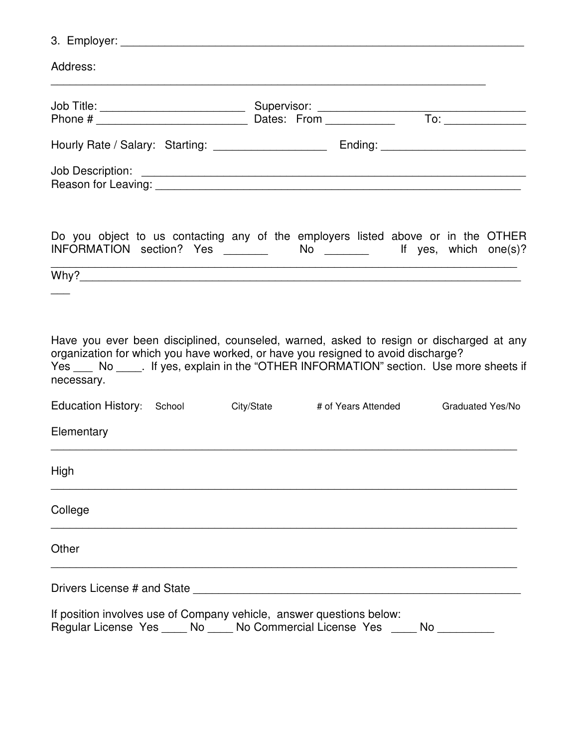3. Employer: ___________________________________________________________________

Address:

______________________________________________________________________

Job Title: _______________________ Supervisor: _________________________________
Phone # ________________________ Dates: From ___________ To: _____________

Hourly Rate / Salary: Starting: _________________ Ending: _______________________

Job Description: _______________________________________________________________
Reason for Leaving: _____________________________________________________________

Do you object to us contacting any of the employers listed above or in the OTHER INFORMATION section? Yes _______ No _______ If yes, which one(s)?
___________________________________________________________________________
Why?_______________________________________________________________________
___

Have you ever been disciplined, counseled, warned, asked to resign or discharged at any organization for which you have worked, or have you resigned to avoid discharge?
Yes ___ No ____. If yes, explain in the "OTHER INFORMATION" section. Use more sheets if necessary.

| Education History: | School | City/State | # of Years Attended | Graduated Yes/No |
|---|---|---|---|---|
| Elementary | | | | |
| High | | | | |
| College | | | | |
| Other | | | | |

Drivers License # and State ____________________________________________________

If position involves use of Company vehicle, answer questions below:
Regular License Yes ____ No ____ No Commercial License Yes ____ No _________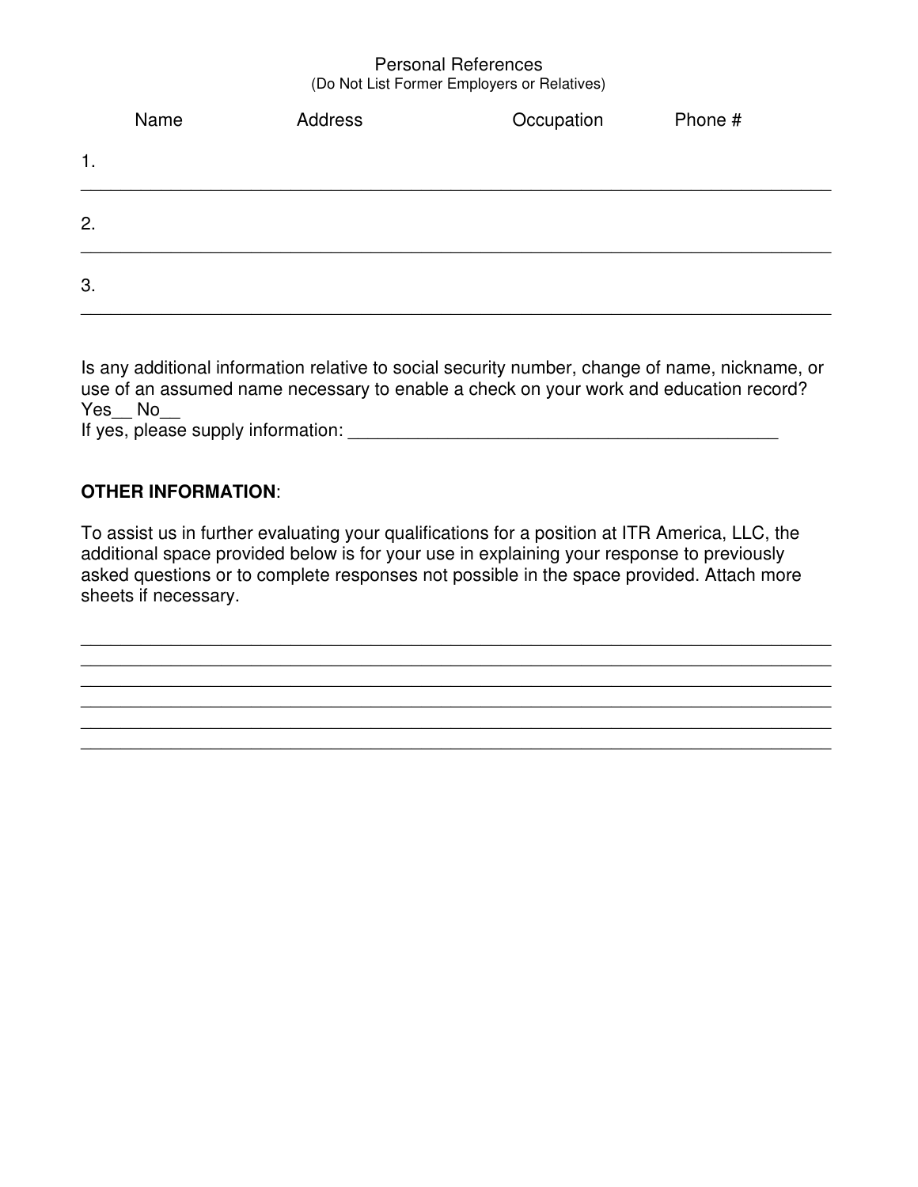Personal References
(Do Not List Former Employers or Relatives)

| | Name | Address | Occupation | Phone # |
|---|---|---|---|---|
| 1. | | | | |
| 2. | | | | |
| 3. | | | | |

Is any additional information relative to social security number, change of name, nickname, or use of an assumed name necessary to enable a check on your work and education record? Yes__ No__
If yes, please supply information: ____________________________________________

**OTHER INFORMATION**:

To assist us in further evaluating your qualifications for a position at ITR America, LLC, the additional space provided below is for your use in explaining your response to previously asked questions or to complete responses not possible in the space provided. Attach more sheets if necessary.

_____________________________________________________________________________
_____________________________________________________________________________
_____________________________________________________________________________
_____________________________________________________________________________
_____________________________________________________________________________
_____________________________________________________________________________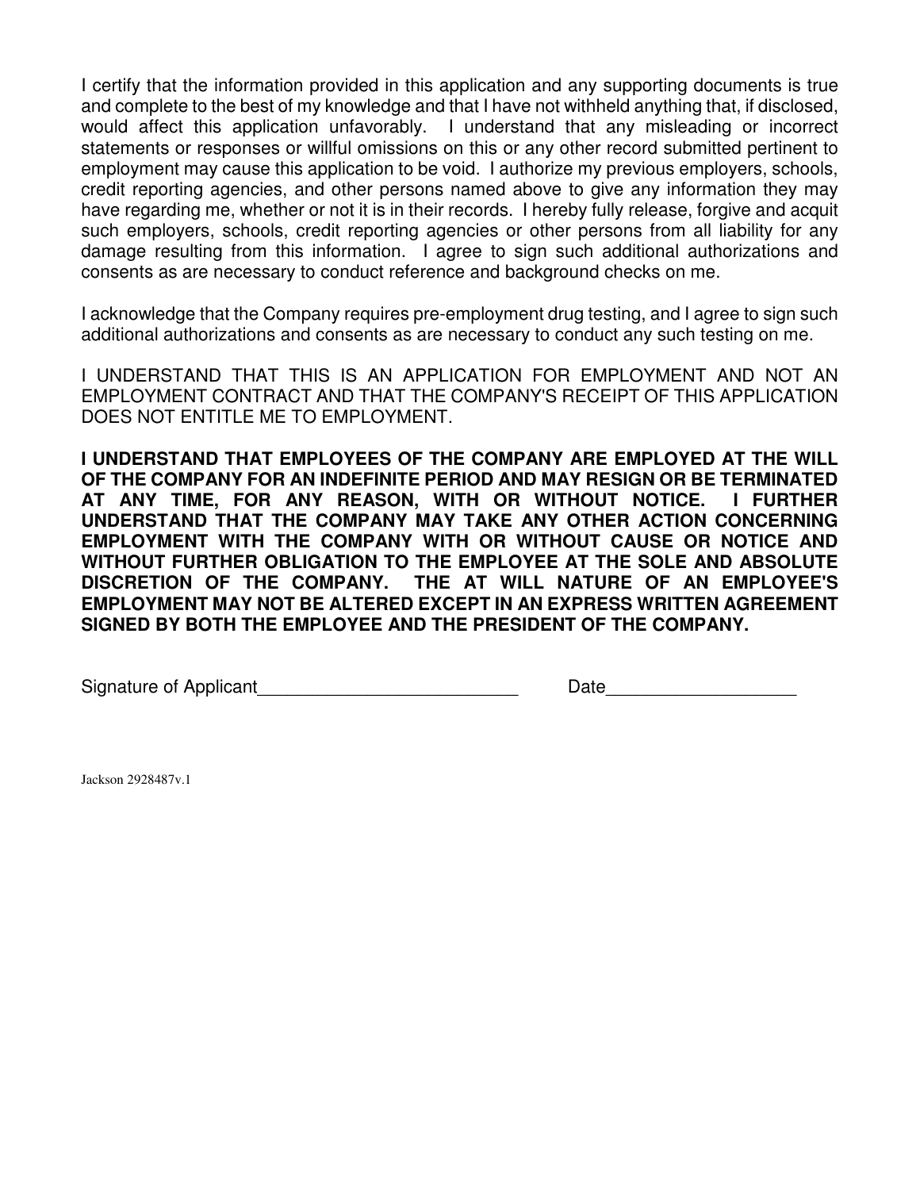I certify that the information provided in this application and any supporting documents is true and complete to the best of my knowledge and that I have not withheld anything that, if disclosed, would affect this application unfavorably. I understand that any misleading or incorrect statements or responses or willful omissions on this or any other record submitted pertinent to employment may cause this application to be void. I authorize my previous employers, schools, credit reporting agencies, and other persons named above to give any information they may have regarding me, whether or not it is in their records. I hereby fully release, forgive and acquit such employers, schools, credit reporting agencies or other persons from all liability for any damage resulting from this information. I agree to sign such additional authorizations and consents as are necessary to conduct reference and background checks on me.

I acknowledge that the Company requires pre-employment drug testing, and I agree to sign such additional authorizations and consents as are necessary to conduct any such testing on me.

I UNDERSTAND THAT THIS IS AN APPLICATION FOR EMPLOYMENT AND NOT AN EMPLOYMENT CONTRACT AND THAT THE COMPANY'S RECEIPT OF THIS APPLICATION DOES NOT ENTITLE ME TO EMPLOYMENT.

**I UNDERSTAND THAT EMPLOYEES OF THE COMPANY ARE EMPLOYED AT THE WILL OF THE COMPANY FOR AN INDEFINITE PERIOD AND MAY RESIGN OR BE TERMINATED AT ANY TIME, FOR ANY REASON, WITH OR WITHOUT NOTICE. I FURTHER UNDERSTAND THAT THE COMPANY MAY TAKE ANY OTHER ACTION CONCERNING EMPLOYMENT WITH THE COMPANY WITH OR WITHOUT CAUSE OR NOTICE AND WITHOUT FURTHER OBLIGATION TO THE EMPLOYEE AT THE SOLE AND ABSOLUTE DISCRETION OF THE COMPANY. THE AT WILL NATURE OF AN EMPLOYEE'S EMPLOYMENT MAY NOT BE ALTERED EXCEPT IN AN EXPRESS WRITTEN AGREEMENT SIGNED BY BOTH THE EMPLOYEE AND THE PRESIDENT OF THE COMPANY.**

Signature of Applicant__________________________ Date___________________

Jackson 2928487v.1